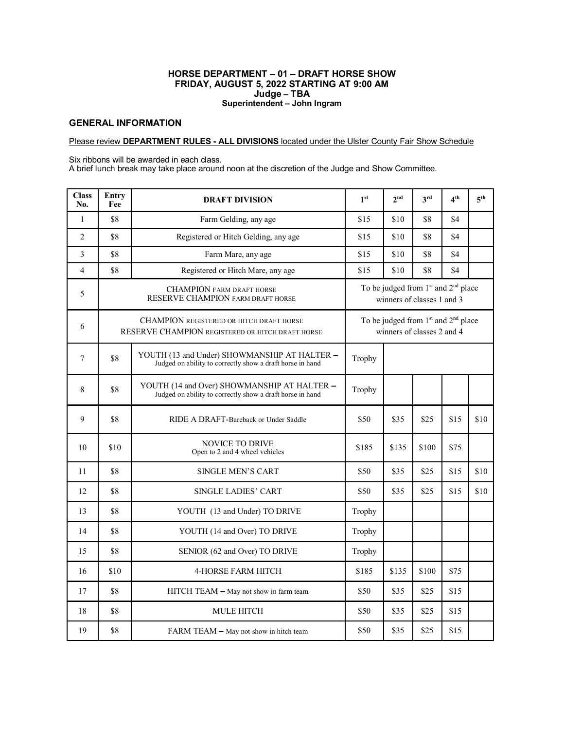# HORSE DEPARTMENT – 01 – DRAFT HORSE SHOW
## FRIDAY, AUGUST 5, 2022 STARTING AT 9:00 AM
### Judge – TBA
**Superintendent – John Ingram**

## GENERAL INFORMATION

Please review **DEPARTMENT RULES - ALL DIVISIONS** located under the Ulster County Fair Show Schedule

Six ribbons will be awarded in each class.
A brief lunch break may take place around noon at the discretion of the Judge and Show Committee.

| Class No. | Entry Fee | DRAFT DIVISION | 1st | 2nd | 3rd | 4th | 5th |
|---|---|---|---|---|---|---|---|
| 1 | $8 | Farm Gelding, any age | $15 | $10 | $8 | $4 | |
| 2 | $8 | Registered or Hitch Gelding, any age | $15 | $10 | $8 | $4 | |
| 3 | $8 | Farm Mare, any age | $15 | $10 | $8 | $4 | |
| 4 | $8 | Registered or Hitch Mare, any age | $15 | $10 | $8 | $4 | |
| 5 | | CHAMPION FARM DRAFT HORSE<br>RESERVE CHAMPION FARM DRAFT HORSE | To be judged from 1st and 2nd place winners of classes 1 and 3 | | | | |
| 6 | | CHAMPION REGISTERED OR HITCH DRAFT HORSE<br>RESERVE CHAMPION REGISTERED OR HITCH DRAFT HORSE | To be judged from 1st and 2nd place winners of classes 2 and 4 | | | | |
| 7 | $8 | YOUTH (13 and Under) SHOWMANSHIP AT HALTER – Judged on ability to correctly show a draft horse in hand | Trophy | | | | |
| 8 | $8 | YOUTH (14 and Over) SHOWMANSHIP AT HALTER – Judged on ability to correctly show a draft horse in hand | Trophy | | | | |
| 9 | $8 | RIDE A DRAFT-Bareback or Under Saddle | $50 | $35 | $25 | $15 | $10 |
| 10 | $10 | NOVICE TO DRIVE<br>Open to 2 and 4 wheel vehicles | $185 | $135 | $100 | $75 | |
| 11 | $8 | SINGLE MEN'S CART | $50 | $35 | $25 | $15 | $10 |
| 12 | $8 | SINGLE LADIES' CART | $50 | $35 | $25 | $15 | $10 |
| 13 | $8 | YOUTH (13 and Under) TO DRIVE | Trophy | | | | |
| 14 | $8 | YOUTH (14 and Over) TO DRIVE | Trophy | | | | |
| 15 | $8 | SENIOR (62 and Over) TO DRIVE | Trophy | | | | |
| 16 | $10 | 4-HORSE FARM HITCH | $185 | $135 | $100 | $75 | |
| 17 | $8 | HITCH TEAM – May not show in farm team | $50 | $35 | $25 | $15 | |
| 18 | $8 | MULE HITCH | $50 | $35 | $25 | $15 | |
| 19 | $8 | FARM TEAM – May not show in hitch team | $50 | $35 | $25 | $15 | |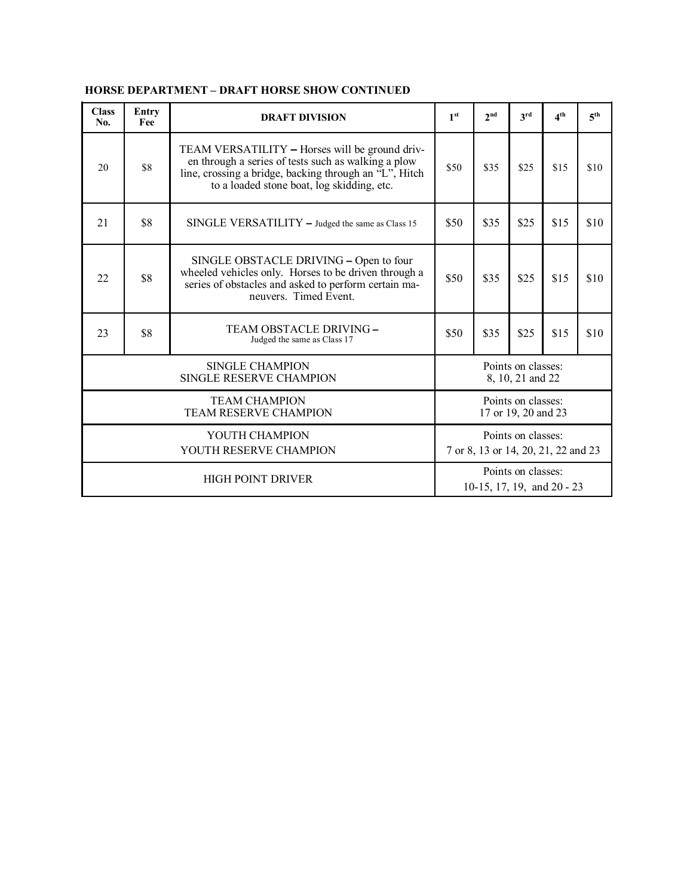**HORSE DEPARTMENT – DRAFT HORSE SHOW CONTINUED**

| Class No. | Entry Fee | DRAFT DIVISION | 1st | 2nd | 3rd | 4th | 5th |
|---|---|---|---|---|---|---|---|
| 20 | $8 | TEAM VERSATILITY – Horses will be ground driven through a series of tests such as walking a plow line, crossing a bridge, backing through an "L", Hitch to a loaded stone boat, log skidding, etc. | $50 | $35 | $25 | $15 | $10 |
| 21 | $8 | SINGLE VERSATILITY – Judged the same as Class 15 | $50 | $35 | $25 | $15 | $10 |
| 22 | $8 | SINGLE OBSTACLE DRIVING – Open to four wheeled vehicles only. Horses to be driven through a series of obstacles and asked to perform certain maneuvers. Timed Event. | $50 | $35 | $25 | $15 | $10 |
| 23 | $8 | TEAM OBSTACLE DRIVING – Judged the same as Class 17 | $50 | $35 | $25 | $15 | $10 |
| SINGLE CHAMPION<br>SINGLE RESERVE CHAMPION | | | Points on classes: 8, 10, 21 and 22 | | | | |
| TEAM CHAMPION<br>TEAM RESERVE CHAMPION | | | Points on classes: 17 or 19, 20 and 23 | | | | |
| YOUTH CHAMPION<br>YOUTH RESERVE CHAMPION | | | Points on classes: 7 or 8, 13 or 14, 20, 21, 22 and 23 | | | | |
| HIGH POINT DRIVER | | | Points on classes: 10-15, 17, 19, and 20 - 23 | | | | |